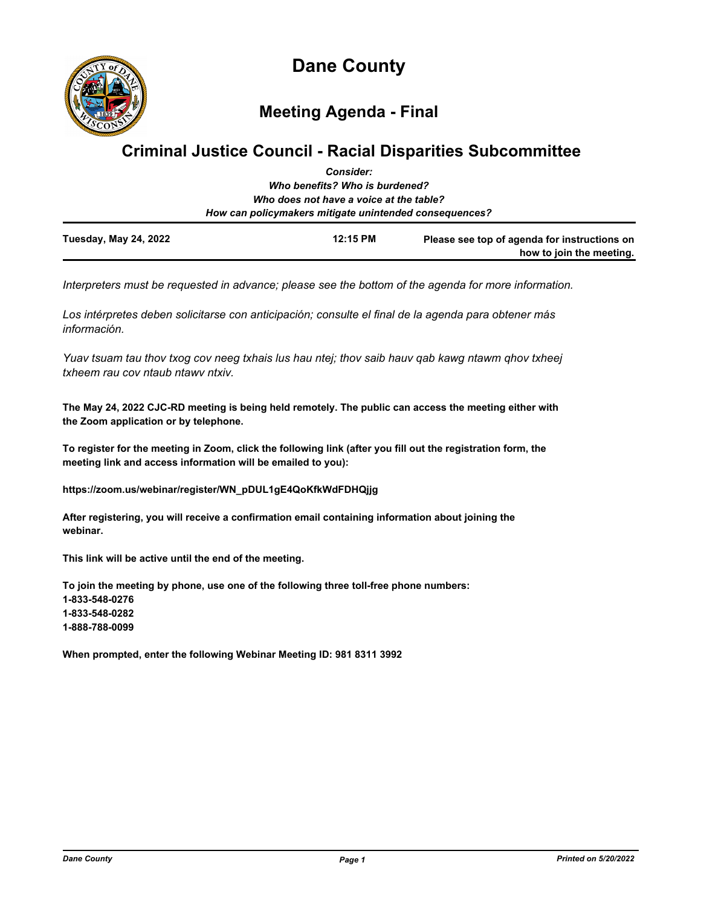# Dane County

## Meeting Agenda - Final

## Criminal Justice Council - Racial Disparities Subcommittee

***Consider:***
***Who benefits? Who is burdened?***
***Who does not have a voice at the table?***
***How can policymakers mitigate unintended consequences?***

| **Tuesday, May 24, 2022** | **12:15 PM** | **Please see top of agenda for instructions on how to join the meeting.** |
|---|---|---|

*Interpreters must be requested in advance; please see the bottom of the agenda for more information.*

*Los intérpretes deben solicitarse con anticipación; consulte el final de la agenda para obtener más información.*

*Yuav tsuam tau thov txog cov neeg txhais lus hau ntej; thov saib hauv qab kawg ntawm qhov txheej txheem rau cov ntaub ntawv ntxiv.*

**The May 24, 2022 CJC-RD meeting is being held remotely. The public can access the meeting either with the Zoom application or by telephone.**

**To register for the meeting in Zoom, click the following link (after you fill out the registration form, the meeting link and access information will be emailed to you):**

**https://zoom.us/webinar/register/WN_pDUL1gE4QoKfkWdFDHQjjg**

**After registering, you will receive a confirmation email containing information about joining the webinar.**

**This link will be active until the end of the meeting.**

**To join the meeting by phone, use one of the following three toll-free phone numbers:**
**1-833-548-0276**
**1-833-548-0282**
**1-888-788-0099**

**When prompted, enter the following Webinar Meeting ID: 981 8311 3992**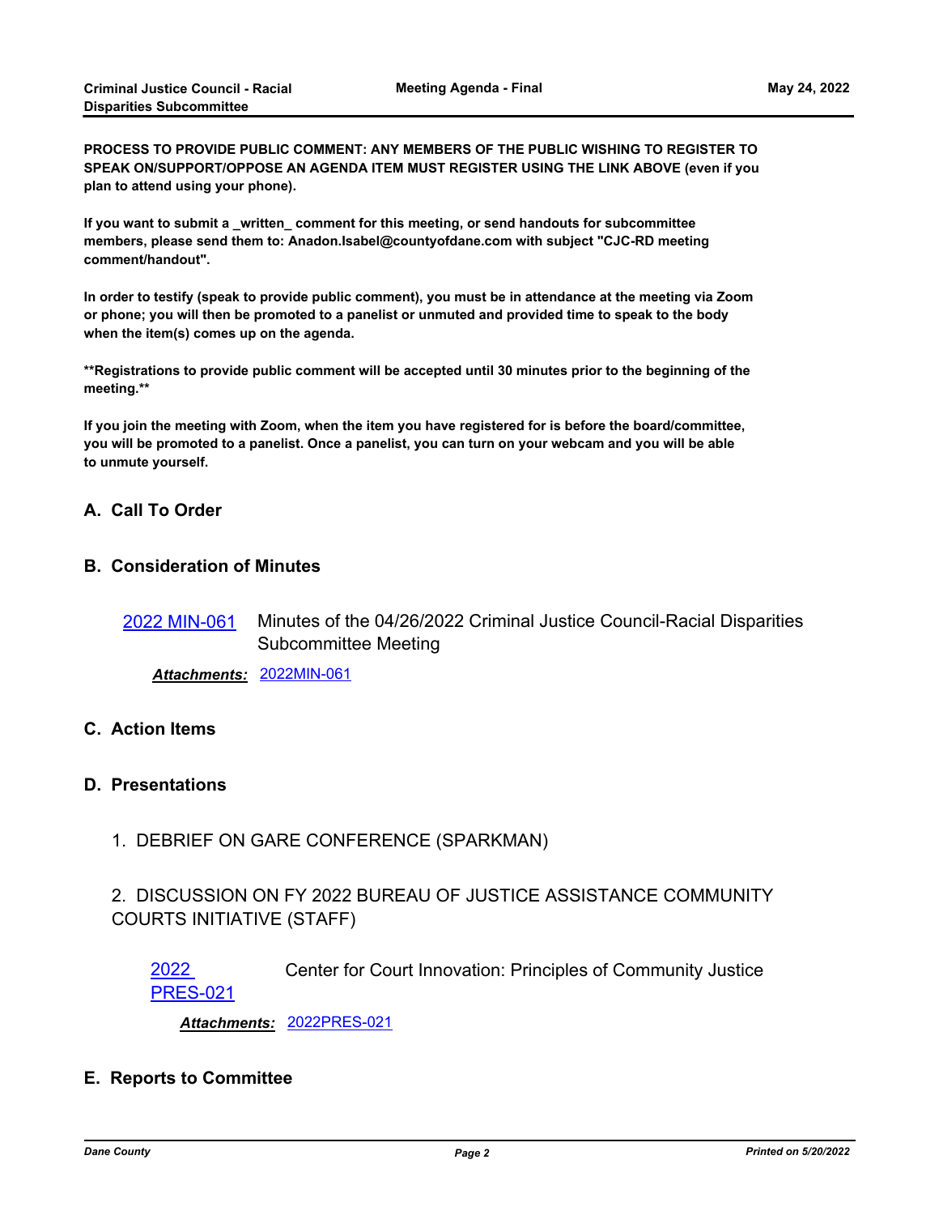**PROCESS TO PROVIDE PUBLIC COMMENT: ANY MEMBERS OF THE PUBLIC WISHING TO REGISTER TO SPEAK ON/SUPPORT/OPPOSE AN AGENDA ITEM MUST REGISTER USING THE LINK ABOVE (even if you plan to attend using your phone).**

**If you want to submit a _written_ comment for this meeting, or send handouts for subcommittee members, please send them to: Anadon.Isabel@countyofdane.com with subject "CJC-RD meeting comment/handout".**

**In order to testify (speak to provide public comment), you must be in attendance at the meeting via Zoom or phone; you will then be promoted to a panelist or unmuted and provided time to speak to the body when the item(s) comes up on the agenda.**

****Registrations to provide public comment will be accepted until 30 minutes prior to the beginning of the meeting.****

**If you join the meeting with Zoom, when the item you have registered for is before the board/committee, you will be promoted to a panelist. Once a panelist, you can turn on your webcam and you will be able to unmute yourself.**

## A. Call To Order

## B. Consideration of Minutes

2022 MIN-061 Minutes of the 04/26/2022 Criminal Justice Council-Racial Disparities Subcommittee Meeting

***Attachments:*** 2022MIN-061

## C. Action Items

## D. Presentations

1. DEBRIEF ON GARE CONFERENCE (SPARKMAN)

2. DISCUSSION ON FY 2022 BUREAU OF JUSTICE ASSISTANCE COMMUNITY COURTS INITIATIVE (STAFF)

2022 PRES-021 Center for Court Innovation: Principles of Community Justice

***Attachments:*** 2022PRES-021

## E. Reports to Committee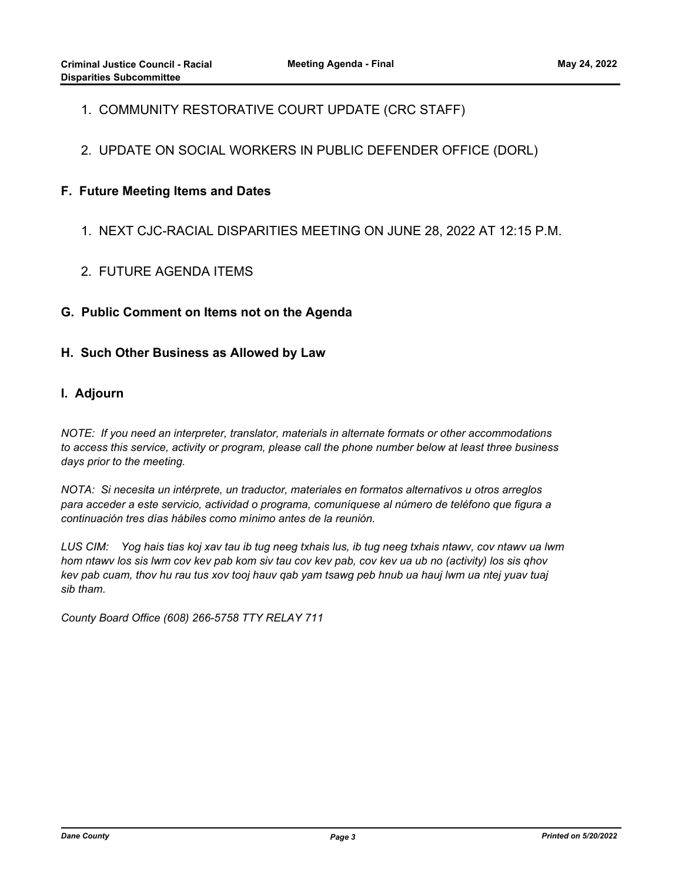1. COMMUNITY RESTORATIVE COURT UPDATE (CRC STAFF)

2. UPDATE ON SOCIAL WORKERS IN PUBLIC DEFENDER OFFICE (DORL)

## F. Future Meeting Items and Dates

1. NEXT CJC-RACIAL DISPARITIES MEETING ON JUNE 28, 2022 AT 12:15 P.M.

2. FUTURE AGENDA ITEMS

## G. Public Comment on Items not on the Agenda

## H. Such Other Business as Allowed by Law

## I. Adjourn

*NOTE: If you need an interpreter, translator, materials in alternate formats or other accommodations to access this service, activity or program, please call the phone number below at least three business days prior to the meeting.*

*NOTA: Si necesita un intérprete, un traductor, materiales en formatos alternativos u otros arreglos para acceder a este servicio, actividad o programa, comuníquese al número de teléfono que figura a continuación tres días hábiles como mínimo antes de la reunión.*

*LUS CIM: Yog hais tias koj xav tau ib tug neeg txhais lus, ib tug neeg txhais ntawv, cov ntawv ua lwm hom ntawv los sis lwm cov kev pab kom siv tau cov kev pab, cov kev ua ub no (activity) los sis qhov kev pab cuam, thov hu rau tus xov tooj hauv qab yam tsawg peb hnub ua hauj lwm ua ntej yuav tuaj sib tham.*

*County Board Office (608) 266-5758 TTY RELAY 711*